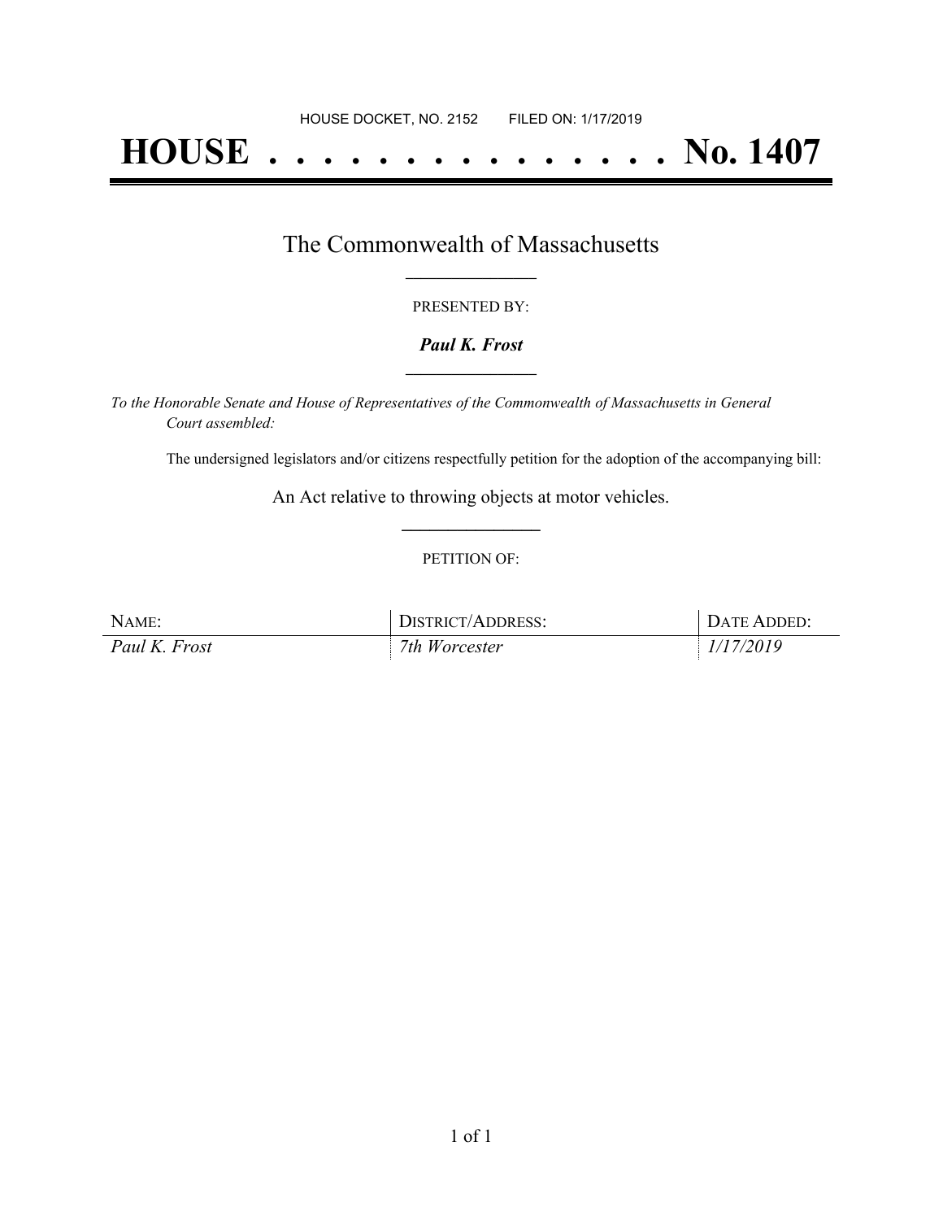HOUSE DOCKET, NO. 2152 FILED ON: 1/17/2019

# HOUSE . . . . . . . . . . . . . . . No. 1407

## The Commonwealth of Massachusetts

PRESENTED BY:

***Paul K. Frost***

*To the Honorable Senate and House of Representatives of the Commonwealth of Massachusetts in General Court assembled:*

The undersigned legislators and/or citizens respectfully petition for the adoption of the accompanying bill:

An Act relative to throwing objects at motor vehicles.

PETITION OF:

| NAME: | DISTRICT/ADDRESS: | DATE ADDED: |
|---|---|---|
| *Paul K. Frost* | *7th Worcester* | *1/17/2019* |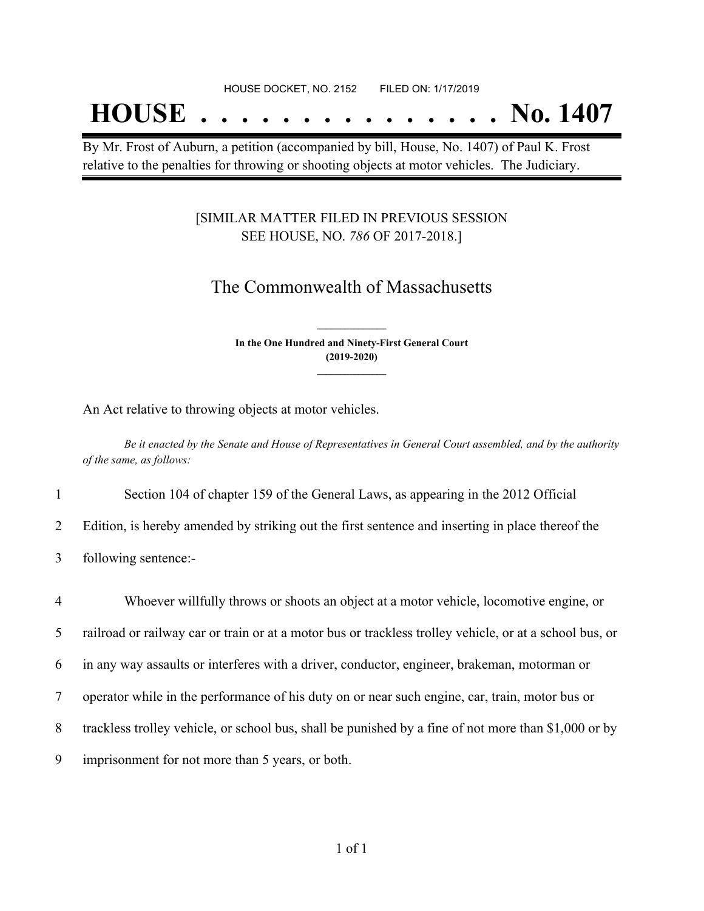HOUSE DOCKET, NO. 2152 FILED ON: 1/17/2019

# HOUSE . . . . . . . . . . . . . . . No. 1407

By Mr. Frost of Auburn, a petition (accompanied by bill, House, No. 1407) of Paul K. Frost relative to the penalties for throwing or shooting objects at motor vehicles. The Judiciary.

[SIMILAR MATTER FILED IN PREVIOUS SESSION SEE HOUSE, NO. *786* OF 2017-2018.]

## The Commonwealth of Massachusetts

**In the One Hundred and Ninety-First General Court (2019-2020)**

An Act relative to throwing objects at motor vehicles.

*Be it enacted by the Senate and House of Representatives in General Court assembled, and by the authority of the same, as follows:*

1 Section 104 of chapter 159 of the General Laws, as appearing in the 2012 Official
2 Edition, is hereby amended by striking out the first sentence and inserting in place thereof the
3 following sentence:-

4 Whoever willfully throws or shoots an object at a motor vehicle, locomotive engine, or
5 railroad or railway car or train or at a motor bus or trackless trolley vehicle, or at a school bus, or
6 in any way assaults or interferes with a driver, conductor, engineer, brakeman, motorman or
7 operator while in the performance of his duty on or near such engine, car, train, motor bus or
8 trackless trolley vehicle, or school bus, shall be punished by a fine of not more than $1,000 or by
9 imprisonment for not more than 5 years, or both.